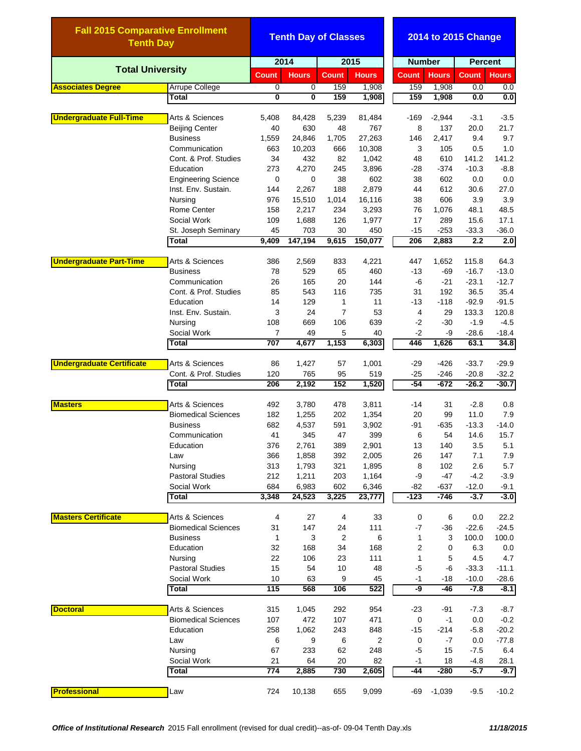| Fall 2015 Comparative Enrollment Tenth Day | | Tenth Day of Classes | | | | 2014 to 2015 Change | | | |
|---|---|---|---|---|---|---|---|---|---|
| Total University | | 2014 | | 2015 | | Number | | Percent | |
| | | Count | Hours | Count | Hours | Count | Hours | Count | Hours |
| **Associates Degree** | Arrupe College | 0 | 0 | 159 | 1,908 | 159 | 1,908 | 0.0 | 0.0 |
| | **Total** | **0** | **0** | **159** | **1,908** | **159** | **1,908** | **0.0** | **0.0** |
| **Undergraduate Full-Time** | Arts & Sciences | 5,408 | 84,428 | 5,239 | 81,484 | -169 | -2,944 | -3.1 | -3.5 |
| | Beijing Center | 40 | 630 | 48 | 767 | 8 | 137 | 20.0 | 21.7 |
| | Business | 1,559 | 24,846 | 1,705 | 27,263 | 146 | 2,417 | 9.4 | 9.7 |
| | Communication | 663 | 10,203 | 666 | 10,308 | 3 | 105 | 0.5 | 1.0 |
| | Cont. & Prof. Studies | 34 | 432 | 82 | 1,042 | 48 | 610 | 141.2 | 141.2 |
| | Education | 273 | 4,270 | 245 | 3,896 | -28 | -374 | -10.3 | -8.8 |
| | Engineering Science | 0 | 0 | 38 | 602 | 38 | 602 | 0.0 | 0.0 |
| | Inst. Env. Sustain. | 144 | 2,267 | 188 | 2,879 | 44 | 612 | 30.6 | 27.0 |
| | Nursing | 976 | 15,510 | 1,014 | 16,116 | 38 | 606 | 3.9 | 3.9 |
| | Rome Center | 158 | 2,217 | 234 | 3,293 | 76 | 1,076 | 48.1 | 48.5 |
| | Social Work | 109 | 1,688 | 126 | 1,977 | 17 | 289 | 15.6 | 17.1 |
| | St. Joseph Seminary | 45 | 703 | 30 | 450 | -15 | -253 | -33.3 | -36.0 |
| | **Total** | **9,409** | **147,194** | **9,615** | **150,077** | **206** | **2,883** | **2.2** | **2.0** |
| **Undergraduate Part-Time** | Arts & Sciences | 386 | 2,569 | 833 | 4,221 | 447 | 1,652 | 115.8 | 64.3 |
| | Business | 78 | 529 | 65 | 460 | -13 | -69 | -16.7 | -13.0 |
| | Communication | 26 | 165 | 20 | 144 | -6 | -21 | -23.1 | -12.7 |
| | Cont. & Prof. Studies | 85 | 543 | 116 | 735 | 31 | 192 | 36.5 | 35.4 |
| | Education | 14 | 129 | 1 | 11 | -13 | -118 | -92.9 | -91.5 |
| | Inst. Env. Sustain. | 3 | 24 | 7 | 53 | 4 | 29 | 133.3 | 120.8 |
| | Nursing | 108 | 669 | 106 | 639 | -2 | -30 | -1.9 | -4.5 |
| | Social Work | 7 | 49 | 5 | 40 | -2 | -9 | -28.6 | -18.4 |
| | **Total** | **707** | **4,677** | **1,153** | **6,303** | **446** | **1,626** | **63.1** | **34.8** |
| **Undergraduate Certificate** | Arts & Sciences | 86 | 1,427 | 57 | 1,001 | -29 | -426 | -33.7 | -29.9 |
| | Cont. & Prof. Studies | 120 | 765 | 95 | 519 | -25 | -246 | -20.8 | -32.2 |
| | **Total** | **206** | **2,192** | **152** | **1,520** | **-54** | **-672** | **-26.2** | **-30.7** |
| **Masters** | Arts & Sciences | 492 | 3,780 | 478 | 3,811 | -14 | 31 | -2.8 | 0.8 |
| | Biomedical Sciences | 182 | 1,255 | 202 | 1,354 | 20 | 99 | 11.0 | 7.9 |
| | Business | 682 | 4,537 | 591 | 3,902 | -91 | -635 | -13.3 | -14.0 |
| | Communication | 41 | 345 | 47 | 399 | 6 | 54 | 14.6 | 15.7 |
| | Education | 376 | 2,761 | 389 | 2,901 | 13 | 140 | 3.5 | 5.1 |
| | Law | 366 | 1,858 | 392 | 2,005 | 26 | 147 | 7.1 | 7.9 |
| | Nursing | 313 | 1,793 | 321 | 1,895 | 8 | 102 | 2.6 | 5.7 |
| | Pastoral Studies | 212 | 1,211 | 203 | 1,164 | -9 | -47 | -4.2 | -3.9 |
| | Social Work | 684 | 6,983 | 602 | 6,346 | -82 | -637 | -12.0 | -9.1 |
| | **Total** | **3,348** | **24,523** | **3,225** | **23,777** | **-123** | **-746** | **-3.7** | **-3.0** |
| **Masters Certificate** | Arts & Sciences | 4 | 27 | 4 | 33 | 0 | 6 | 0.0 | 22.2 |
| | Biomedical Sciences | 31 | 147 | 24 | 111 | -7 | -36 | -22.6 | -24.5 |
| | Business | 1 | 3 | 2 | 6 | 1 | 3 | 100.0 | 100.0 |
| | Education | 32 | 168 | 34 | 168 | 2 | 0 | 6.3 | 0.0 |
| | Nursing | 22 | 106 | 23 | 111 | 1 | 5 | 4.5 | 4.7 |
| | Pastoral Studies | 15 | 54 | 10 | 48 | -5 | -6 | -33.3 | -11.1 |
| | Social Work | 10 | 63 | 9 | 45 | -1 | -18 | -10.0 | -28.6 |
| | **Total** | **115** | **568** | **106** | **522** | **-9** | **-46** | **-7.8** | **-8.1** |
| **Doctoral** | Arts & Sciences | 315 | 1,045 | 292 | 954 | -23 | -91 | -7.3 | -8.7 |
| | Biomedical Sciences | 107 | 472 | 107 | 471 | 0 | -1 | 0.0 | -0.2 |
| | Education | 258 | 1,062 | 243 | 848 | -15 | -214 | -5.8 | -20.2 |
| | Law | 6 | 9 | 6 | 2 | 0 | -7 | 0.0 | -77.8 |
| | Nursing | 67 | 233 | 62 | 248 | -5 | 15 | -7.5 | 6.4 |
| | Social Work | 21 | 64 | 20 | 82 | -1 | 18 | -4.8 | 28.1 |
| | **Total** | **774** | **2,885** | **730** | **2,605** | **-44** | **-280** | **-5.7** | **-9.7** |
| **Professional** | Law | 724 | 10,138 | 655 | 9,099 | -69 | -1,039 | -9.5 | -10.2 |

***Office of Institutional Research*** 2015 Fall enrollment (revised for dual credit)--as-of- 09-04 Tenth Day.xls ***11/18/2015***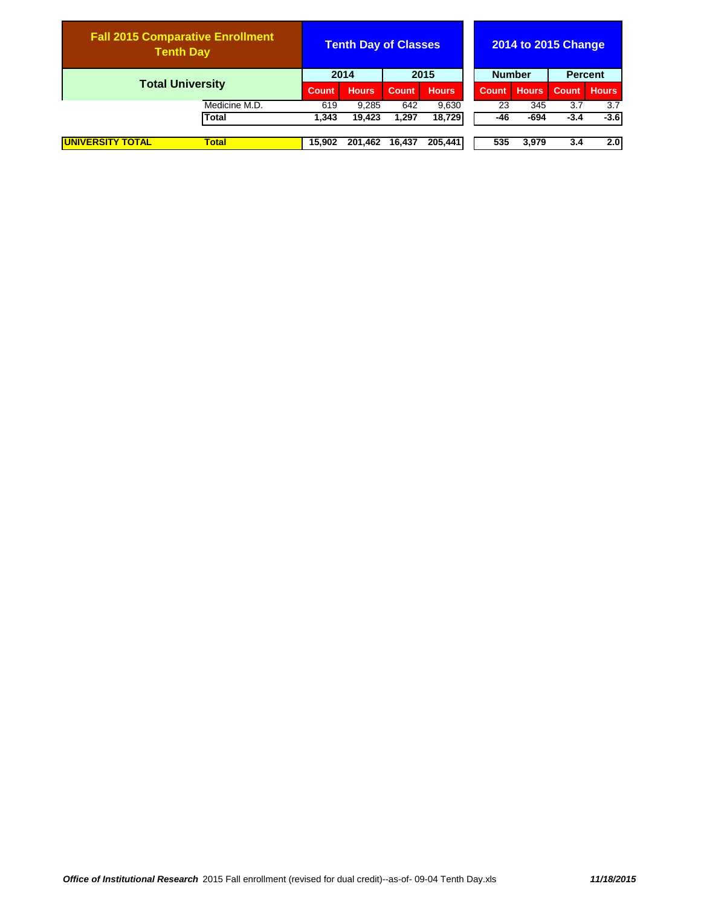| Fall 2015 Comparative Enrollment Tenth Day | | Tenth Day of Classes | | | | 2014 to 2015 Change | | | |
|---|---|---|---|---|---|---|---|---|---|
| Total University | | 2014 | | 2015 | | Number | | Percent | |
| | | Count | Hours | Count | Hours | Count | Hours | Count | Hours |
| | Medicine M.D. | 619 | 9,285 | 642 | 9,630 | 23 | 345 | 3.7 | 3.7 |
| | **Total** | **1,343** | **19,423** | **1,297** | **18,729** | **-46** | **-694** | **-3.4** | **-3.6** |
| **UNIVERSITY TOTAL** | **Total** | **15,902** | **201,462** | **16,437** | **205,441** | **535** | **3,979** | **3.4** | **2.0** |

***Office of Institutional Research*** 2015 Fall enrollment (revised for dual credit)--as-of- 09-04 Tenth Day.xls ***11/18/2015***